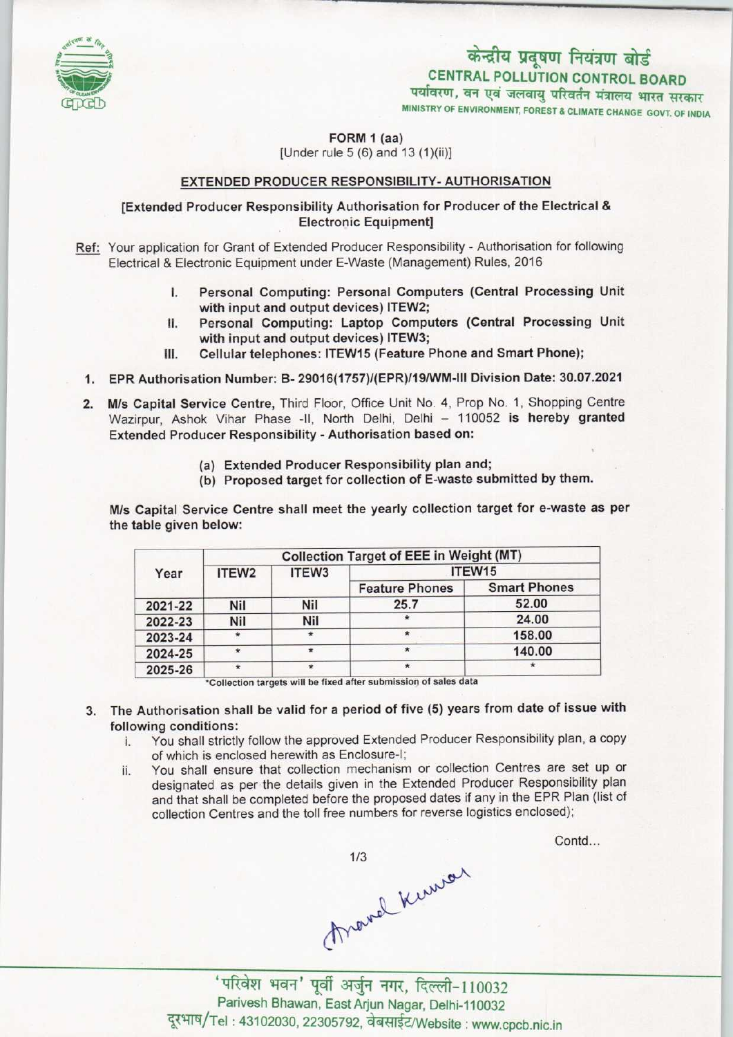केन्द्रीय प्रदूषण नियंत्रण बोर्ड
CENTRAL POLLUTION CONTROL BOARD
पर्यावरण, वन एवं जलवायु परिवर्तन मंत्रालय भारत सरकार
MINISTRY OF ENVIRONMENT, FOREST & CLIMATE CHANGE GOVT. OF INDIA

**FORM 1 (aa)**
[Under rule 5 (6) and 13 (1)(ii)]

## EXTENDED PRODUCER RESPONSIBILITY- AUTHORISATION

**[Extended Producer Responsibility Authorisation for Producer of the Electrical & Electronic Equipment]**

Ref: Your application for Grant of Extended Producer Responsibility - Authorisation for following Electrical & Electronic Equipment under E-Waste (Management) Rules, 2016

I. **Personal Computing: Personal Computers (Central Processing Unit with input and output devices) ITEW2;**

II. **Personal Computing: Laptop Computers (Central Processing Unit with input and output devices) ITEW3;**

III. **Cellular telephones: ITEW15 (Feature Phone and Smart Phone);**

1. **EPR Authorisation Number: B- 29016(1757)/(EPR)/19/WM-III Division Date: 30.07.2021**

2. **M/s Capital Service Centre,** Third Floor, Office Unit No. 4, Prop No. 1, Shopping Centre Wazirpur, Ashok Vihar Phase -II, North Delhi, Delhi – 110052 **is hereby granted Extended Producer Responsibility - Authorisation based on:**

   (a) **Extended Producer Responsibility plan and;**
   (b) **Proposed target for collection of E-waste submitted by them.**

**M/s Capital Service Centre shall meet the yearly collection target for e-waste as per the table given below:**

| Year | Collection Target of EEE in Weight (MT) | | | |
|---|---|---|---|---|
| | ITEW2 | ITEW3 | ITEW15 | |
| | | | Feature Phones | Smart Phones |
| 2021-22 | Nil | Nil | 25.7 | 52.00 |
| 2022-23 | Nil | Nil | * | 24.00 |
| 2023-24 | * | * | * | 158.00 |
| 2024-25 | * | * | * | 140.00 |
| 2025-26 | * | * | * | * |

*Collection targets will be fixed after submission of sales data

3. **The Authorisation shall be valid for a period of five (5) years from date of issue with following conditions:**
   i. You shall strictly follow the approved Extended Producer Responsibility plan, a copy of which is enclosed herewith as Enclosure-I;
   ii. You shall ensure that collection mechanism or collection Centres are set up or designated as per the details given in the Extended Producer Responsibility plan and that shall be completed before the proposed dates if any in the EPR Plan (list of collection Centres and the toll free numbers for reverse logistics enclosed);

Contd...

Anand Kumar

'परिवेश भवन' पूर्वी अर्जुन नगर, दिल्ली-110032
Parivesh Bhawan, East Arjun Nagar, Delhi-110032
दूरभाष/Tel : 43102030, 22305792, वेबसाईट/Website : www.cpcb.nic.in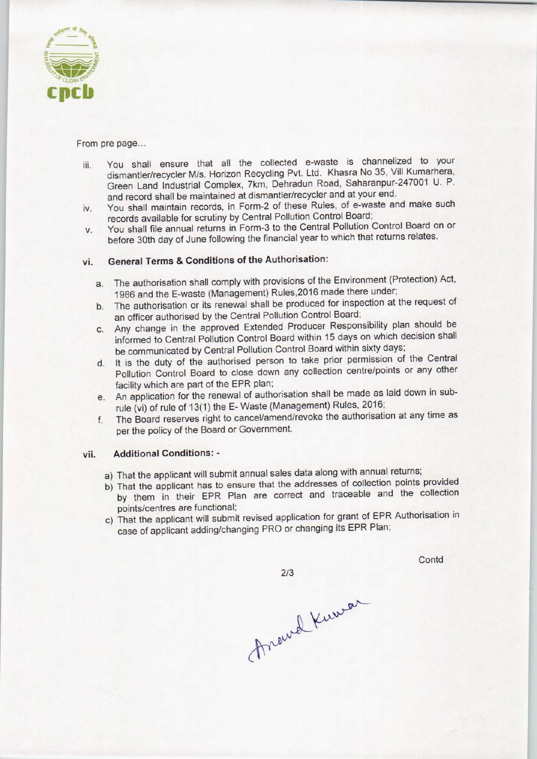From pre page...

iii. You shall ensure that all the collected e-waste is channelized to your dismantler/recycler M/s. Horizon Recycling Pvt. Ltd. Khasra No 35, Vill Kumarhera, Green Land Industrial Complex, 7km, Dehradun Road, Saharanpur-247001 U. P. and record shall be maintained at dismantler/recycler and at your end.

iv. You shall maintain records, in Form-2 of these Rules, of e-waste and make such records available for scrutiny by Central Pollution Control Board;

v. You shall file annual returns in Form-3 to the Central Pollution Control Board on or before 30th day of June following the financial year to which that returns relates.

vi. **General Terms & Conditions of the Authorisation:**

a. The authorisation shall comply with provisions of the Environment (Protection) Act, 1986 and the E-waste (Management) Rules,2016 made there under;

b. The authorisation or its renewal shall be produced for inspection at the request of an officer authorised by the Central Pollution Control Board;

c. Any change in the approved Extended Producer Responsibility plan should be informed to Central Pollution Control Board within 15 days on which decision shall be communicated by Central Pollution Control Board within sixty days;

d. It is the duty of the authorised person to take prior permission of the Central Pollution Control Board to close down any collection centre/points or any other facility which are part of the EPR plan;

e. An application for the renewal of authorisation shall be made as laid down in sub-rule (vi) of rule of 13(1) the E- Waste (Management) Rules, 2016;

f. The Board reserves right to cancel/amend/revoke the authorisation at any time as per the policy of the Board or Government.

vii. **Additional Conditions: -**

a) That the applicant will submit annual sales data along with annual returns;

b) That the applicant has to ensure that the addresses of collection points provided by them in their EPR Plan are correct and traceable and the collection points/centres are functional;

c) That the applicant will submit revised application for grant of EPR Authorisation in case of applicant adding/changing PRO or changing its EPR Plan;

Contd

Anand Kumar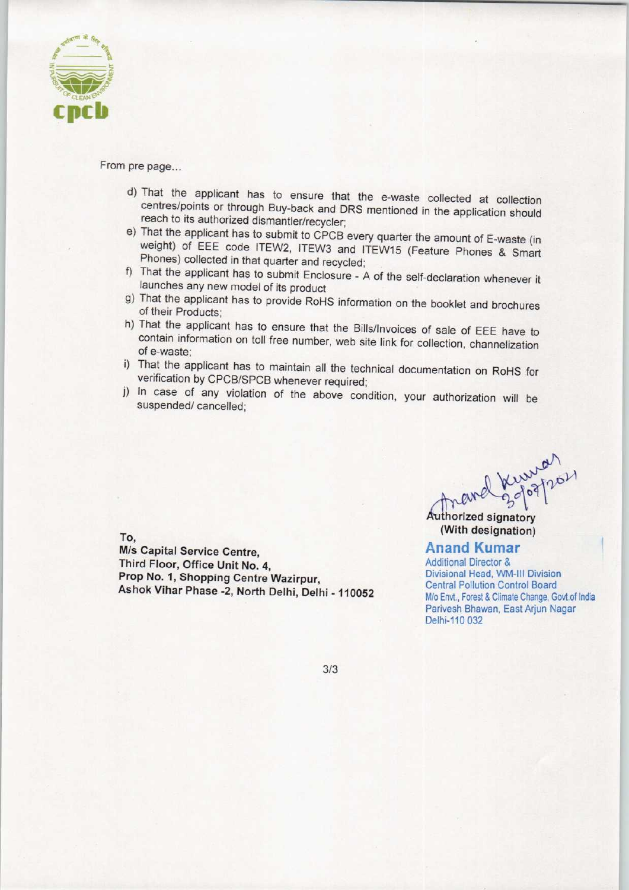From pre page...

d) That the applicant has to ensure that the e-waste collected at collection centres/points or through Buy-back and DRS mentioned in the application should reach to its authorized dismantler/recycler;
e) That the applicant has to submit to CPCB every quarter the amount of E-waste (in weight) of EEE code ITEW2, ITEW3 and ITEW15 (Feature Phones & Smart Phones) collected in that quarter and recycled;
f) That the applicant has to submit Enclosure - A of the self-declaration whenever it launches any new model of its product
g) That the applicant has to provide RoHS information on the booklet and brochures of their Products;
h) That the applicant has to ensure that the Bills/Invoices of sale of EEE have to contain information on toll free number, web site link for collection, channelization of e-waste;
i) That the applicant has to maintain all the technical documentation on RoHS for verification by CPCB/SPCB whenever required;
j) In case of any violation of the above condition, your authorization will be suspended/ cancelled;

Anand Kumar 30/07/2021

**Authorized signatory**
**(With designation)**

**Anand Kumar**
Additional Director &
Divisional Head, WM-III Division
Central Pollution Control Board
M/o Envt., Forest & Climate Change, Govt.of India
Parivesh Bhawan, East Arjun Nagar
Delhi-110 032

To,
**M/s Capital Service Centre,**
**Third Floor, Office Unit No. 4,**
**Prop No. 1, Shopping Centre Wazirpur,**
**Ashok Vihar Phase -2, North Delhi, Delhi - 110052**